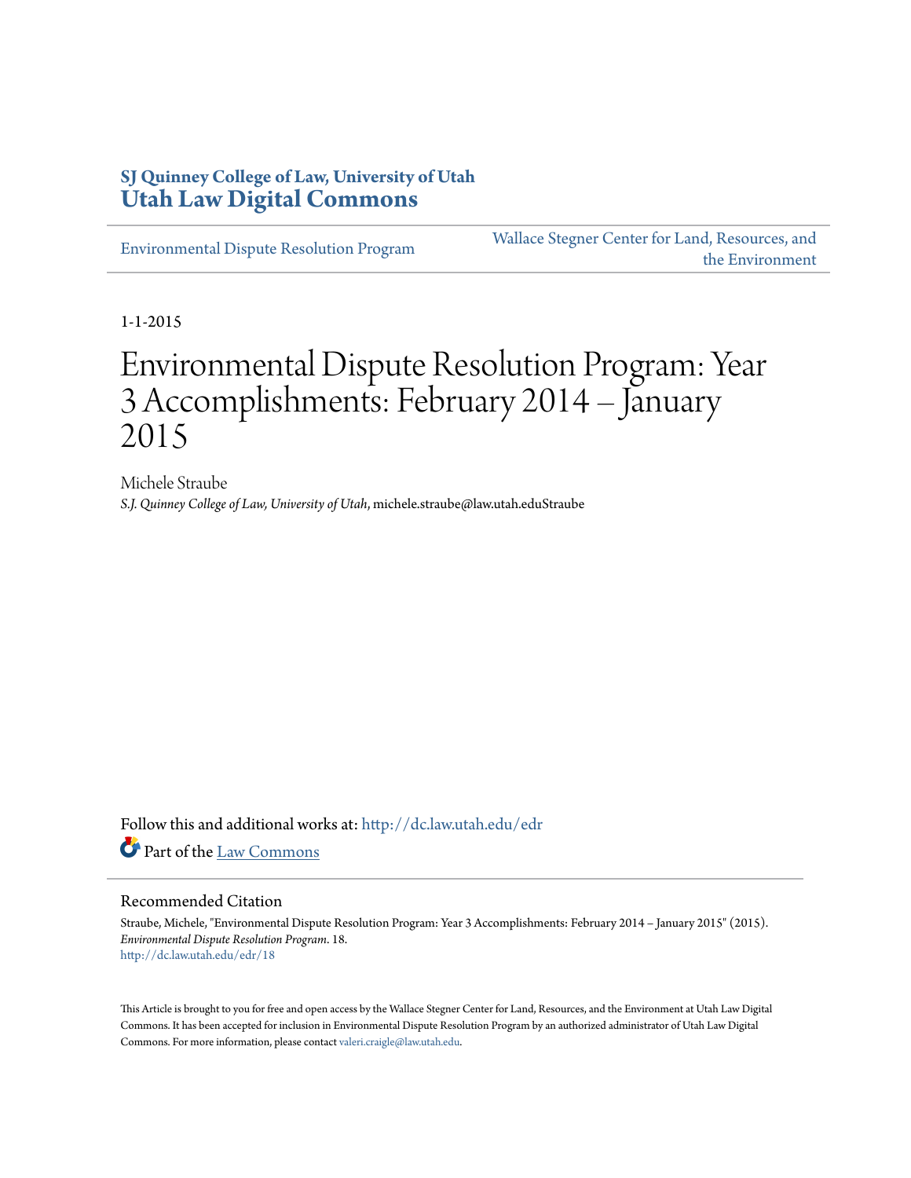SJ Quinney College of Law, University of Utah
**Utah Law Digital Commons**

Environmental Dispute Resolution Program | Wallace Stegner Center for Land, Resources, and the Environment

1-1-2015

# Environmental Dispute Resolution Program: Year 3 Accomplishments: February 2014 – January 2015

Michele Straube
*S.J. Quinney College of Law, University of Utah*, michele.straube@law.utah.eduStraube

Follow this and additional works at: http://dc.law.utah.edu/edr

Part of the Law Commons

## Recommended Citation

Straube, Michele, "Environmental Dispute Resolution Program: Year 3 Accomplishments: February 2014 – January 2015" (2015). *Environmental Dispute Resolution Program*. 18.
http://dc.law.utah.edu/edr/18

This Article is brought to you for free and open access by the Wallace Stegner Center for Land, Resources, and the Environment at Utah Law Digital Commons. It has been accepted for inclusion in Environmental Dispute Resolution Program by an authorized administrator of Utah Law Digital Commons. For more information, please contact valeri.craigle@law.utah.edu.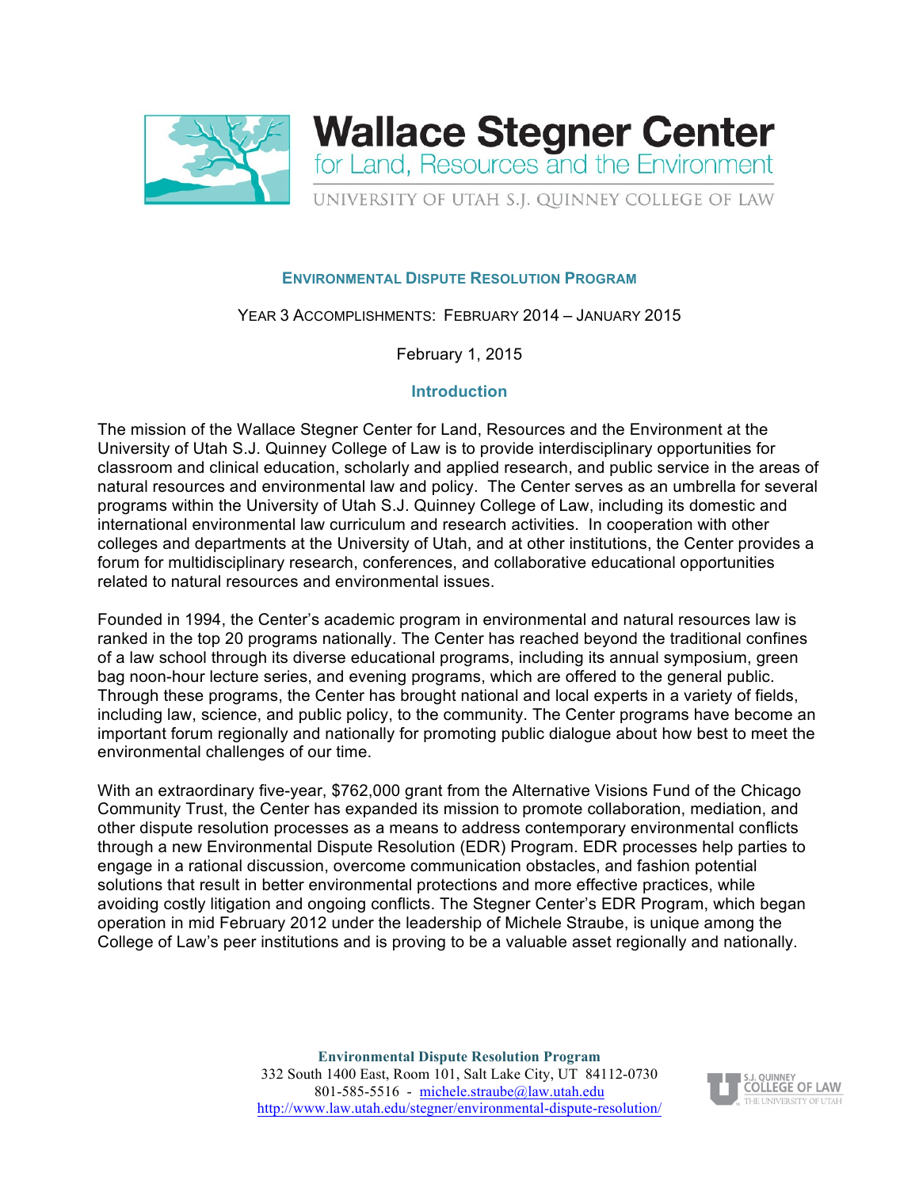# Wallace Stegner Center

for Land, Resources and the Environment

UNIVERSITY OF UTAH S.J. QUINNEY COLLEGE OF LAW

## ENVIRONMENTAL DISPUTE RESOLUTION PROGRAM

YEAR 3 ACCOMPLISHMENTS: FEBRUARY 2014 – JANUARY 2015

February 1, 2015

### Introduction

The mission of the Wallace Stegner Center for Land, Resources and the Environment at the University of Utah S.J. Quinney College of Law is to provide interdisciplinary opportunities for classroom and clinical education, scholarly and applied research, and public service in the areas of natural resources and environmental law and policy. The Center serves as an umbrella for several programs within the University of Utah S.J. Quinney College of Law, including its domestic and international environmental law curriculum and research activities. In cooperation with other colleges and departments at the University of Utah, and at other institutions, the Center provides a forum for multidisciplinary research, conferences, and collaborative educational opportunities related to natural resources and environmental issues.

Founded in 1994, the Center's academic program in environmental and natural resources law is ranked in the top 20 programs nationally. The Center has reached beyond the traditional confines of a law school through its diverse educational programs, including its annual symposium, green bag noon-hour lecture series, and evening programs, which are offered to the general public. Through these programs, the Center has brought national and local experts in a variety of fields, including law, science, and public policy, to the community. The Center programs have become an important forum regionally and nationally for promoting public dialogue about how best to meet the environmental challenges of our time.

With an extraordinary five-year, $762,000 grant from the Alternative Visions Fund of the Chicago Community Trust, the Center has expanded its mission to promote collaboration, mediation, and other dispute resolution processes as a means to address contemporary environmental conflicts through a new Environmental Dispute Resolution (EDR) Program. EDR processes help parties to engage in a rational discussion, overcome communication obstacles, and fashion potential solutions that result in better environmental protections and more effective practices, while avoiding costly litigation and ongoing conflicts. The Stegner Center's EDR Program, which began operation in mid February 2012 under the leadership of Michele Straube, is unique among the College of Law's peer institutions and is proving to be a valuable asset regionally and nationally.

**Environmental Dispute Resolution Program**
332 South 1400 East, Room 101, Salt Lake City, UT 84112-0730
801-585-5516 - michele.straube@law.utah.edu
http://www.law.utah.edu/stegner/environmental-dispute-resolution/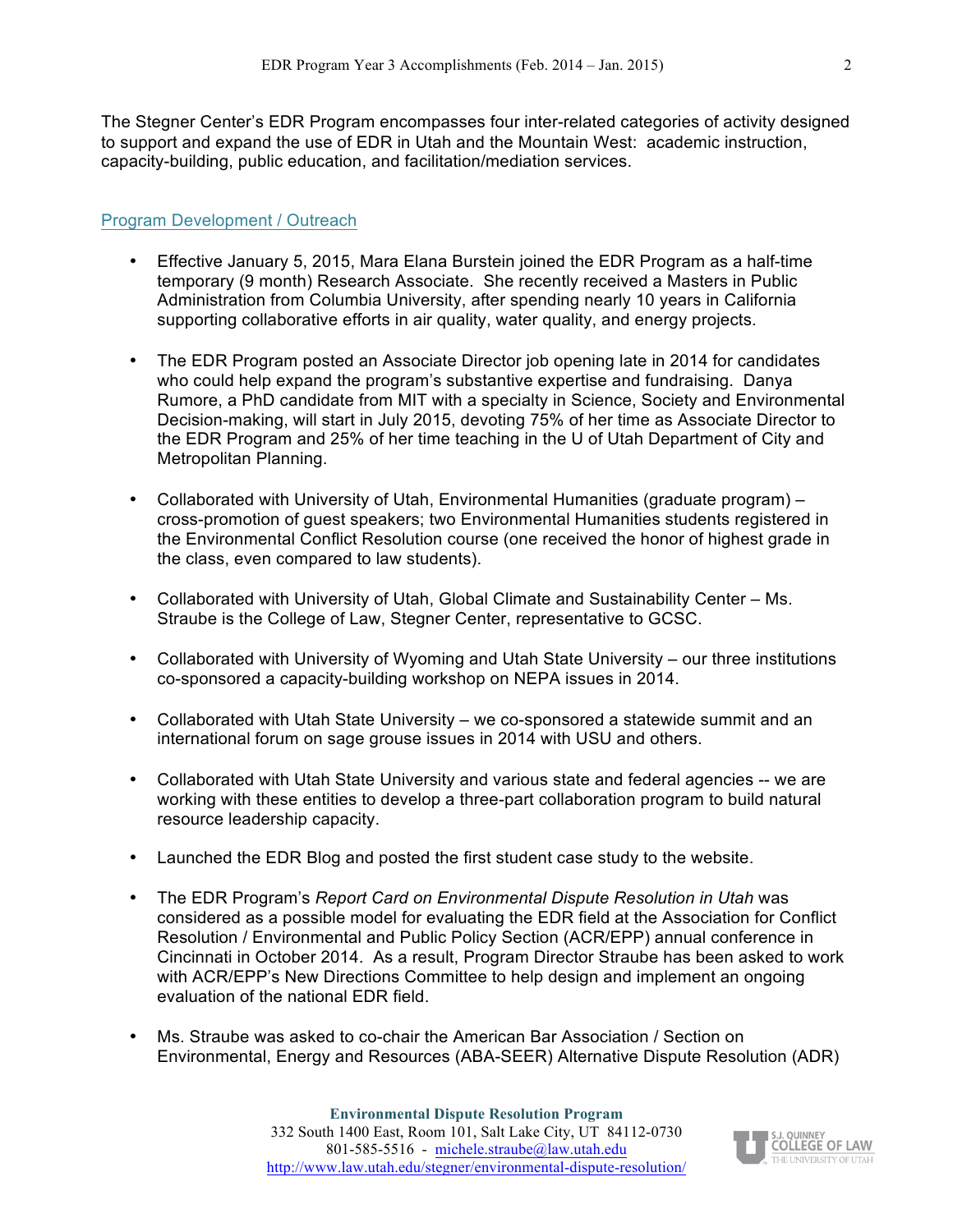The Stegner Center's EDR Program encompasses four inter-related categories of activity designed to support and expand the use of EDR in Utah and the Mountain West: academic instruction, capacity-building, public education, and facilitation/mediation services.

## Program Development / Outreach

- Effective January 5, 2015, Mara Elana Burstein joined the EDR Program as a half-time temporary (9 month) Research Associate. She recently received a Masters in Public Administration from Columbia University, after spending nearly 10 years in California supporting collaborative efforts in air quality, water quality, and energy projects.

- The EDR Program posted an Associate Director job opening late in 2014 for candidates who could help expand the program's substantive expertise and fundraising. Danya Rumore, a PhD candidate from MIT with a specialty in Science, Society and Environmental Decision-making, will start in July 2015, devoting 75% of her time as Associate Director to the EDR Program and 25% of her time teaching in the U of Utah Department of City and Metropolitan Planning.

- Collaborated with University of Utah, Environmental Humanities (graduate program) – cross-promotion of guest speakers; two Environmental Humanities students registered in the Environmental Conflict Resolution course (one received the honor of highest grade in the class, even compared to law students).

- Collaborated with University of Utah, Global Climate and Sustainability Center – Ms. Straube is the College of Law, Stegner Center, representative to GCSC.

- Collaborated with University of Wyoming and Utah State University – our three institutions co-sponsored a capacity-building workshop on NEPA issues in 2014.

- Collaborated with Utah State University – we co-sponsored a statewide summit and an international forum on sage grouse issues in 2014 with USU and others.

- Collaborated with Utah State University and various state and federal agencies -- we are working with these entities to develop a three-part collaboration program to build natural resource leadership capacity.

- Launched the EDR Blog and posted the first student case study to the website.

- The EDR Program's *Report Card on Environmental Dispute Resolution in Utah* was considered as a possible model for evaluating the EDR field at the Association for Conflict Resolution / Environmental and Public Policy Section (ACR/EPP) annual conference in Cincinnati in October 2014. As a result, Program Director Straube has been asked to work with ACR/EPP's New Directions Committee to help design and implement an ongoing evaluation of the national EDR field.

- Ms. Straube was asked to co-chair the American Bar Association / Section on Environmental, Energy and Resources (ABA-SEER) Alternative Dispute Resolution (ADR)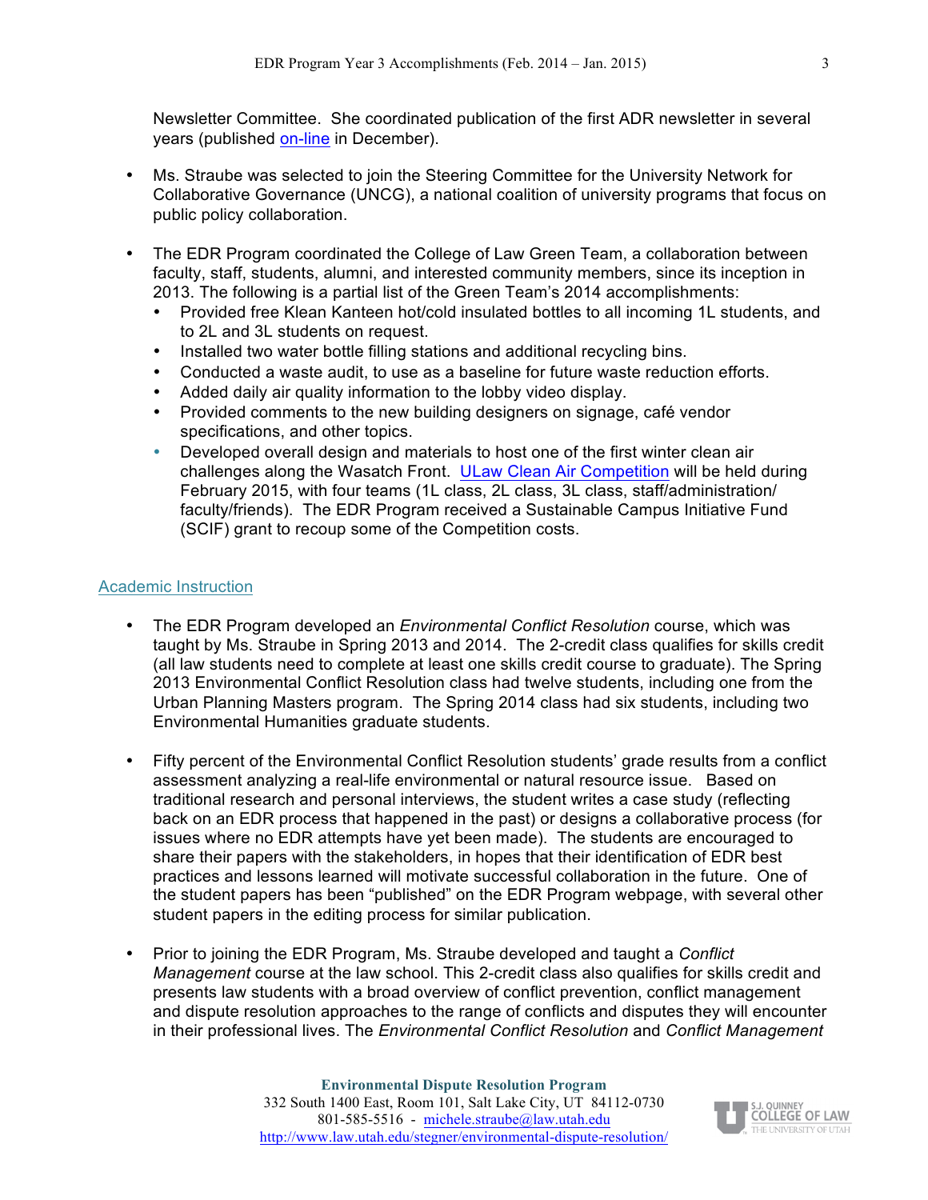Newsletter Committee. She coordinated publication of the first ADR newsletter in several years (published on-line in December).

- Ms. Straube was selected to join the Steering Committee for the University Network for Collaborative Governance (UNCG), a national coalition of university programs that focus on public policy collaboration.

- The EDR Program coordinated the College of Law Green Team, a collaboration between faculty, staff, students, alumni, and interested community members, since its inception in 2013. The following is a partial list of the Green Team's 2014 accomplishments:
  - Provided free Klean Kanteen hot/cold insulated bottles to all incoming 1L students, and to 2L and 3L students on request.
  - Installed two water bottle filling stations and additional recycling bins.
  - Conducted a waste audit, to use as a baseline for future waste reduction efforts.
  - Added daily air quality information to the lobby video display.
  - Provided comments to the new building designers on signage, café vendor specifications, and other topics.
  - Developed overall design and materials to host one of the first winter clean air challenges along the Wasatch Front. ULaw Clean Air Competition will be held during February 2015, with four teams (1L class, 2L class, 3L class, staff/administration/ faculty/friends). The EDR Program received a Sustainable Campus Initiative Fund (SCIF) grant to recoup some of the Competition costs.

## Academic Instruction

- The EDR Program developed an *Environmental Conflict Resolution* course, which was taught by Ms. Straube in Spring 2013 and 2014. The 2-credit class qualifies for skills credit (all law students need to complete at least one skills credit course to graduate). The Spring 2013 Environmental Conflict Resolution class had twelve students, including one from the Urban Planning Masters program. The Spring 2014 class had six students, including two Environmental Humanities graduate students.

- Fifty percent of the Environmental Conflict Resolution students' grade results from a conflict assessment analyzing a real-life environmental or natural resource issue. Based on traditional research and personal interviews, the student writes a case study (reflecting back on an EDR process that happened in the past) or designs a collaborative process (for issues where no EDR attempts have yet been made). The students are encouraged to share their papers with the stakeholders, in hopes that their identification of EDR best practices and lessons learned will motivate successful collaboration in the future. One of the student papers has been "published" on the EDR Program webpage, with several other student papers in the editing process for similar publication.

- Prior to joining the EDR Program, Ms. Straube developed and taught a *Conflict Management* course at the law school. This 2-credit class also qualifies for skills credit and presents law students with a broad overview of conflict prevention, conflict management and dispute resolution approaches to the range of conflicts and disputes they will encounter in their professional lives. The *Environmental Conflict Resolution* and *Conflict Management*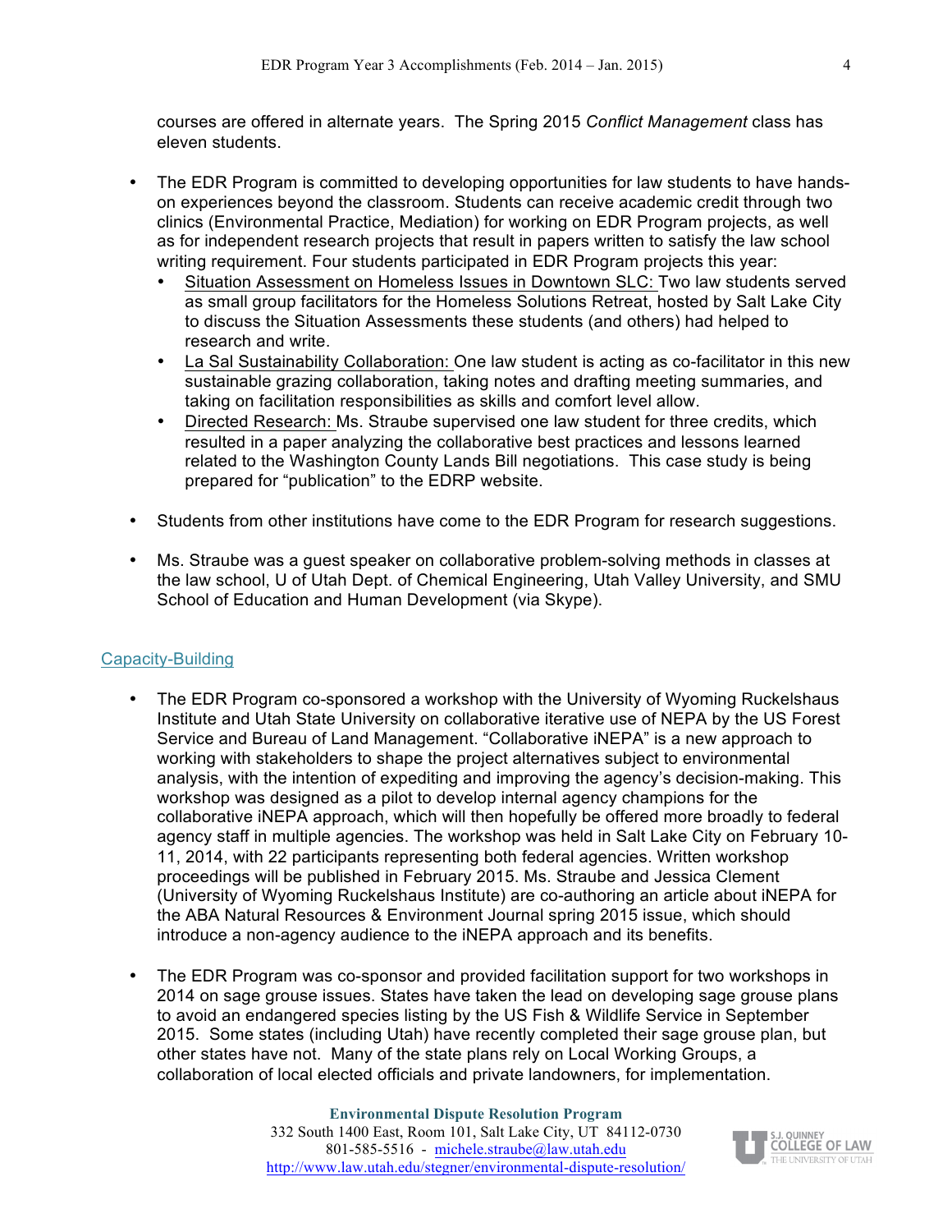courses are offered in alternate years. The Spring 2015 *Conflict Management* class has eleven students.

- The EDR Program is committed to developing opportunities for law students to have hands-on experiences beyond the classroom. Students can receive academic credit through two clinics (Environmental Practice, Mediation) for working on EDR Program projects, as well as for independent research projects that result in papers written to satisfy the law school writing requirement. Four students participated in EDR Program projects this year:
  - <u>Situation Assessment on Homeless Issues in Downtown SLC:</u> Two law students served as small group facilitators for the Homeless Solutions Retreat, hosted by Salt Lake City to discuss the Situation Assessments these students (and others) had helped to research and write.
  - <u>La Sal Sustainability Collaboration:</u> One law student is acting as co-facilitator in this new sustainable grazing collaboration, taking notes and drafting meeting summaries, and taking on facilitation responsibilities as skills and comfort level allow.
  - <u>Directed Research:</u> Ms. Straube supervised one law student for three credits, which resulted in a paper analyzing the collaborative best practices and lessons learned related to the Washington County Lands Bill negotiations. This case study is being prepared for "publication" to the EDRP website.

- Students from other institutions have come to the EDR Program for research suggestions.

- Ms. Straube was a guest speaker on collaborative problem-solving methods in classes at the law school, U of Utah Dept. of Chemical Engineering, Utah Valley University, and SMU School of Education and Human Development (via Skype).

## Capacity-Building

- The EDR Program co-sponsored a workshop with the University of Wyoming Ruckelshaus Institute and Utah State University on collaborative iterative use of NEPA by the US Forest Service and Bureau of Land Management. "Collaborative iNEPA" is a new approach to working with stakeholders to shape the project alternatives subject to environmental analysis, with the intention of expediting and improving the agency's decision-making. This workshop was designed as a pilot to develop internal agency champions for the collaborative iNEPA approach, which will then hopefully be offered more broadly to federal agency staff in multiple agencies. The workshop was held in Salt Lake City on February 10-11, 2014, with 22 participants representing both federal agencies. Written workshop proceedings will be published in February 2015. Ms. Straube and Jessica Clement (University of Wyoming Ruckelshaus Institute) are co-authoring an article about iNEPA for the ABA Natural Resources & Environment Journal spring 2015 issue, which should introduce a non-agency audience to the iNEPA approach and its benefits.

- The EDR Program was co-sponsor and provided facilitation support for two workshops in 2014 on sage grouse issues. States have taken the lead on developing sage grouse plans to avoid an endangered species listing by the US Fish & Wildlife Service in September 2015. Some states (including Utah) have recently completed their sage grouse plan, but other states have not. Many of the state plans rely on Local Working Groups, a collaboration of local elected officials and private landowners, for implementation.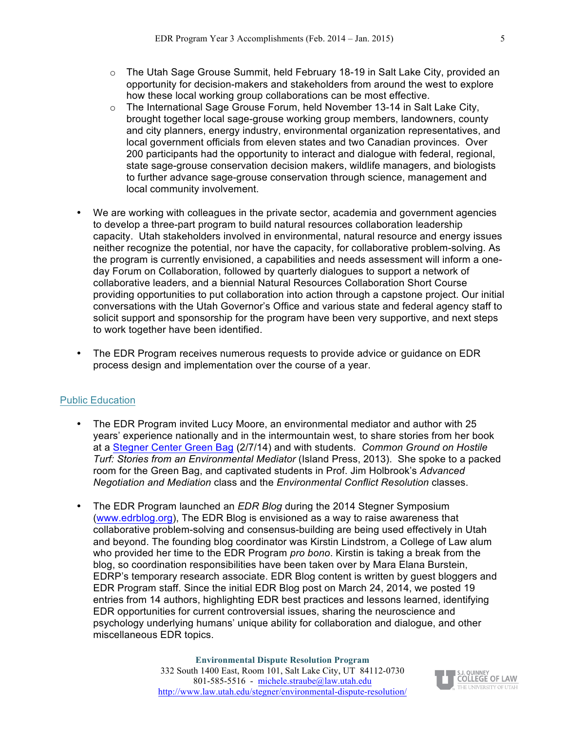- The Utah Sage Grouse Summit, held February 18-19 in Salt Lake City, provided an opportunity for decision-makers and stakeholders from around the west to explore how these local working group collaborations can be most effective.
  - The International Sage Grouse Forum, held November 13-14 in Salt Lake City, brought together local sage-grouse working group members, landowners, county and city planners, energy industry, environmental organization representatives, and local government officials from eleven states and two Canadian provinces. Over 200 participants had the opportunity to interact and dialogue with federal, regional, state sage-grouse conservation decision makers, wildlife managers, and biologists to further advance sage-grouse conservation through science, management and local community involvement.

- We are working with colleagues in the private sector, academia and government agencies to develop a three-part program to build natural resources collaboration leadership capacity. Utah stakeholders involved in environmental, natural resource and energy issues neither recognize the potential, nor have the capacity, for collaborative problem-solving. As the program is currently envisioned, a capabilities and needs assessment will inform a one-day Forum on Collaboration, followed by quarterly dialogues to support a network of collaborative leaders, and a biennial Natural Resources Collaboration Short Course providing opportunities to put collaboration into action through a capstone project. Our initial conversations with the Utah Governor's Office and various state and federal agency staff to solicit support and sponsorship for the program have been very supportive, and next steps to work together have been identified.

- The EDR Program receives numerous requests to provide advice or guidance on EDR process design and implementation over the course of a year.

## Public Education

- The EDR Program invited Lucy Moore, an environmental mediator and author with 25 years' experience nationally and in the intermountain west, to share stories from her book at a Stegner Center Green Bag (2/7/14) and with students. *Common Ground on Hostile Turf: Stories from an Environmental Mediator* (Island Press, 2013). She spoke to a packed room for the Green Bag, and captivated students in Prof. Jim Holbrook's *Advanced Negotiation and Mediation* class and the *Environmental Conflict Resolution* classes.

- The EDR Program launched an *EDR Blog* during the 2014 Stegner Symposium (www.edrblog.org), The EDR Blog is envisioned as a way to raise awareness that collaborative problem-solving and consensus-building are being used effectively in Utah and beyond. The founding blog coordinator was Kirstin Lindstrom, a College of Law alum who provided her time to the EDR Program *pro bono*. Kirstin is taking a break from the blog, so coordination responsibilities have been taken over by Mara Elana Burstein, EDRP's temporary research associate. EDR Blog content is written by guest bloggers and EDR Program staff. Since the initial EDR Blog post on March 24, 2014, we posted 19 entries from 14 authors, highlighting EDR best practices and lessons learned, identifying EDR opportunities for current controversial issues, sharing the neuroscience and psychology underlying humans' unique ability for collaboration and dialogue, and other miscellaneous EDR topics.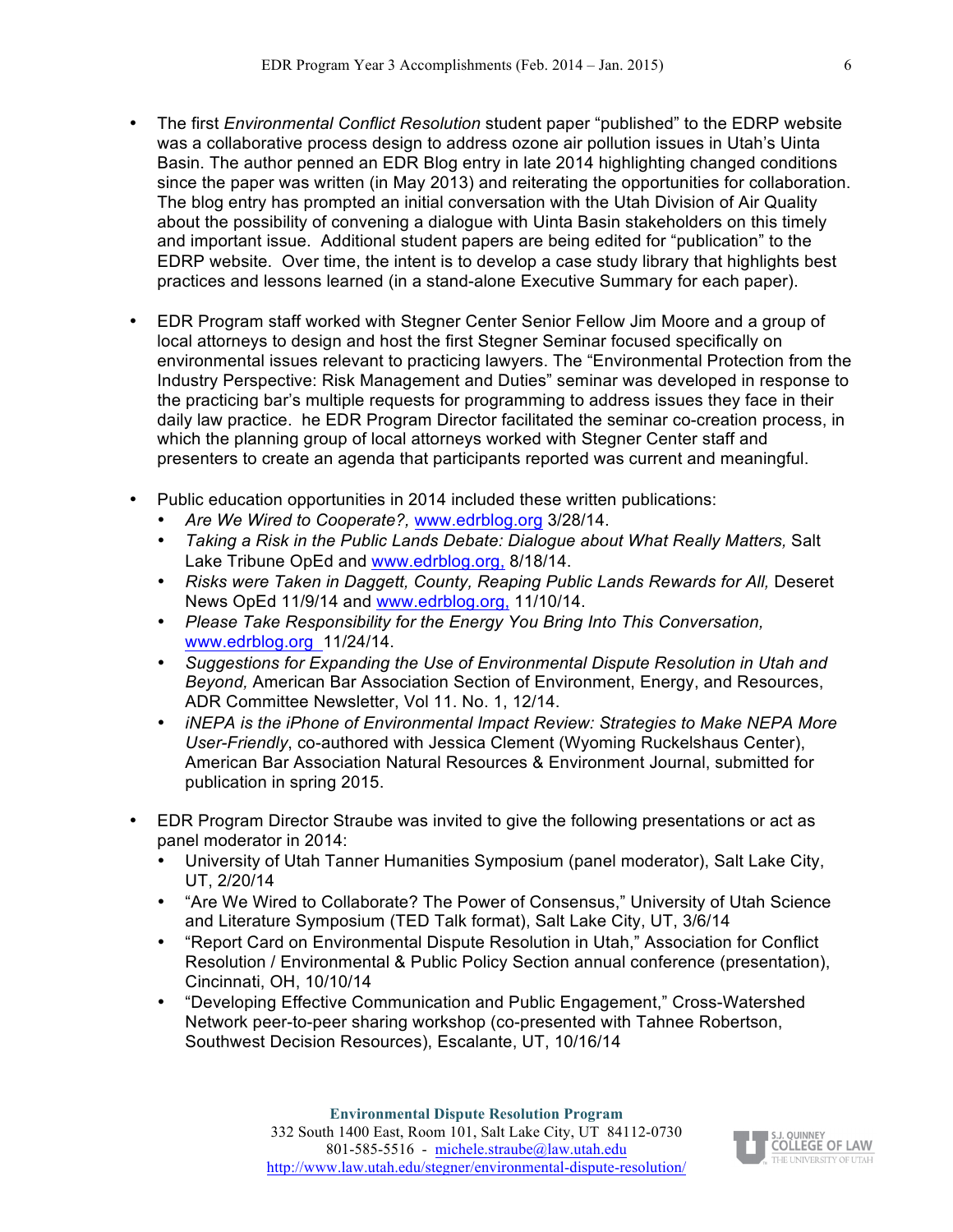- The first *Environmental Conflict Resolution* student paper "published" to the EDRP website was a collaborative process design to address ozone air pollution issues in Utah's Uinta Basin. The author penned an EDR Blog entry in late 2014 highlighting changed conditions since the paper was written (in May 2013) and reiterating the opportunities for collaboration. The blog entry has prompted an initial conversation with the Utah Division of Air Quality about the possibility of convening a dialogue with Uinta Basin stakeholders on this timely and important issue. Additional student papers are being edited for "publication" to the EDRP website. Over time, the intent is to develop a case study library that highlights best practices and lessons learned (in a stand-alone Executive Summary for each paper).

- EDR Program staff worked with Stegner Center Senior Fellow Jim Moore and a group of local attorneys to design and host the first Stegner Seminar focused specifically on environmental issues relevant to practicing lawyers. The "Environmental Protection from the Industry Perspective: Risk Management and Duties" seminar was developed in response to the practicing bar's multiple requests for programming to address issues they face in their daily law practice. he EDR Program Director facilitated the seminar co-creation process, in which the planning group of local attorneys worked with Stegner Center staff and presenters to create an agenda that participants reported was current and meaningful.

- Public education opportunities in 2014 included these written publications:
  - *Are We Wired to Cooperate?,* www.edrblog.org 3/28/14.
  - *Taking a Risk in the Public Lands Debate: Dialogue about What Really Matters,* Salt Lake Tribune OpEd and www.edrblog.org, 8/18/14.
  - *Risks were Taken in Daggett, County, Reaping Public Lands Rewards for All,* Deseret News OpEd 11/9/14 and www.edrblog.org, 11/10/14.
  - *Please Take Responsibility for the Energy You Bring Into This Conversation,* www.edrblog.org 11/24/14.
  - *Suggestions for Expanding the Use of Environmental Dispute Resolution in Utah and Beyond,* American Bar Association Section of Environment, Energy, and Resources, ADR Committee Newsletter, Vol 11. No. 1, 12/14.
  - *iNEPA is the iPhone of Environmental Impact Review: Strategies to Make NEPA More User-Friendly*, co-authored with Jessica Clement (Wyoming Ruckelshaus Center), American Bar Association Natural Resources & Environment Journal, submitted for publication in spring 2015.

- EDR Program Director Straube was invited to give the following presentations or act as panel moderator in 2014:
  - University of Utah Tanner Humanities Symposium (panel moderator), Salt Lake City, UT, 2/20/14
  - "Are We Wired to Collaborate? The Power of Consensus," University of Utah Science and Literature Symposium (TED Talk format), Salt Lake City, UT, 3/6/14
  - "Report Card on Environmental Dispute Resolution in Utah," Association for Conflict Resolution / Environmental & Public Policy Section annual conference (presentation), Cincinnati, OH, 10/10/14
  - "Developing Effective Communication and Public Engagement," Cross-Watershed Network peer-to-peer sharing workshop (co-presented with Tahnee Robertson, Southwest Decision Resources), Escalante, UT, 10/16/14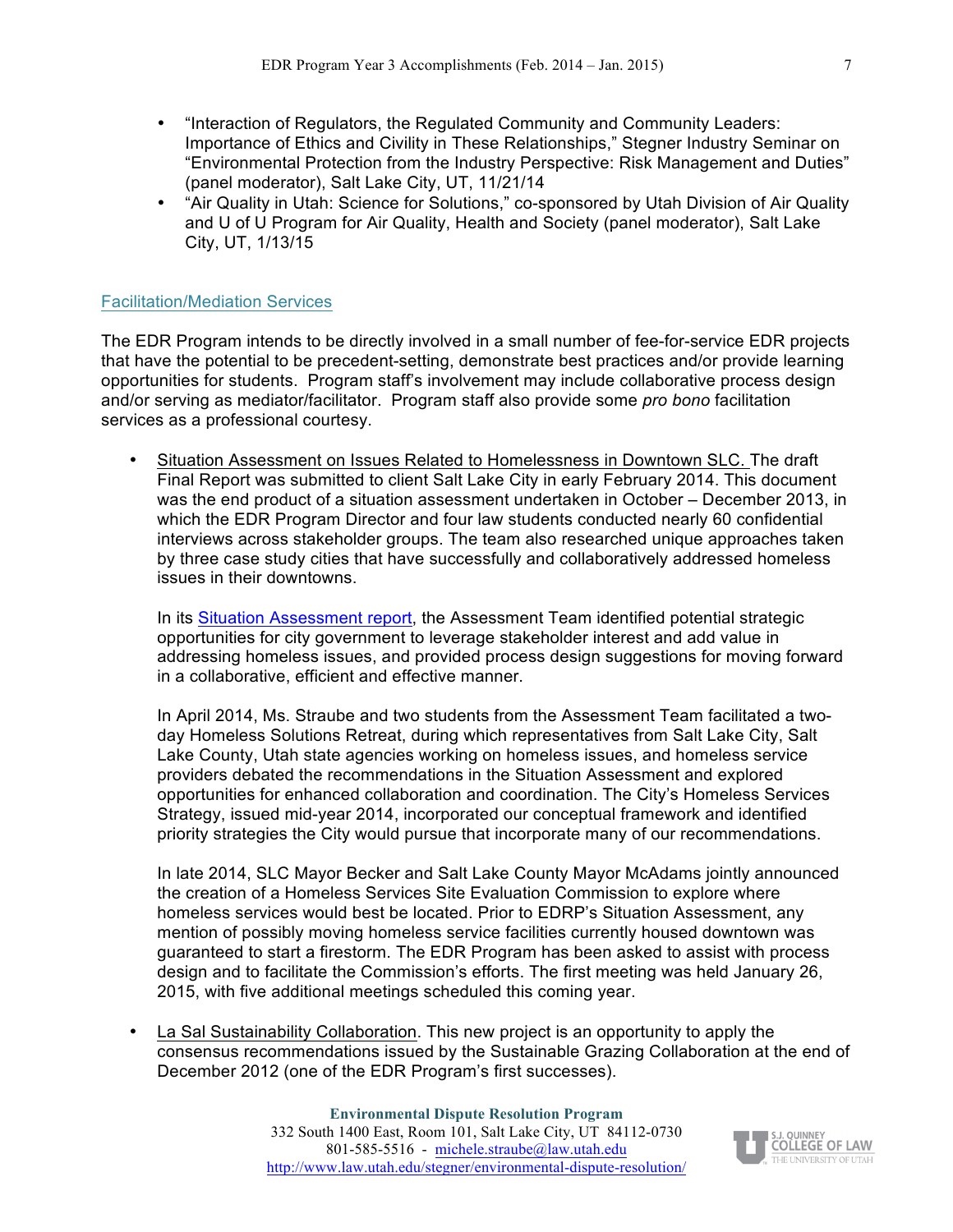- "Interaction of Regulators, the Regulated Community and Community Leaders: Importance of Ethics and Civility in These Relationships," Stegner Industry Seminar on "Environmental Protection from the Industry Perspective: Risk Management and Duties" (panel moderator), Salt Lake City, UT, 11/21/14
- "Air Quality in Utah: Science for Solutions," co-sponsored by Utah Division of Air Quality and U of U Program for Air Quality, Health and Society (panel moderator), Salt Lake City, UT, 1/13/15

## Facilitation/Mediation Services

The EDR Program intends to be directly involved in a small number of fee-for-service EDR projects that have the potential to be precedent-setting, demonstrate best practices and/or provide learning opportunities for students. Program staff's involvement may include collaborative process design and/or serving as mediator/facilitator. Program staff also provide some *pro bono* facilitation services as a professional courtesy.

- Situation Assessment on Issues Related to Homelessness in Downtown SLC. The draft Final Report was submitted to client Salt Lake City in early February 2014. This document was the end product of a situation assessment undertaken in October – December 2013, in which the EDR Program Director and four law students conducted nearly 60 confidential interviews across stakeholder groups. The team also researched unique approaches taken by three case study cities that have successfully and collaboratively addressed homeless issues in their downtowns.

  In its Situation Assessment report, the Assessment Team identified potential strategic opportunities for city government to leverage stakeholder interest and add value in addressing homeless issues, and provided process design suggestions for moving forward in a collaborative, efficient and effective manner.

  In April 2014, Ms. Straube and two students from the Assessment Team facilitated a two-day Homeless Solutions Retreat, during which representatives from Salt Lake City, Salt Lake County, Utah state agencies working on homeless issues, and homeless service providers debated the recommendations in the Situation Assessment and explored opportunities for enhanced collaboration and coordination. The City's Homeless Services Strategy, issued mid-year 2014, incorporated our conceptual framework and identified priority strategies the City would pursue that incorporate many of our recommendations.

  In late 2014, SLC Mayor Becker and Salt Lake County Mayor McAdams jointly announced the creation of a Homeless Services Site Evaluation Commission to explore where homeless services would best be located. Prior to EDRP's Situation Assessment, any mention of possibly moving homeless service facilities currently housed downtown was guaranteed to start a firestorm. The EDR Program has been asked to assist with process design and to facilitate the Commission's efforts. The first meeting was held January 26, 2015, with five additional meetings scheduled this coming year.

- La Sal Sustainability Collaboration. This new project is an opportunity to apply the consensus recommendations issued by the Sustainable Grazing Collaboration at the end of December 2012 (one of the EDR Program's first successes).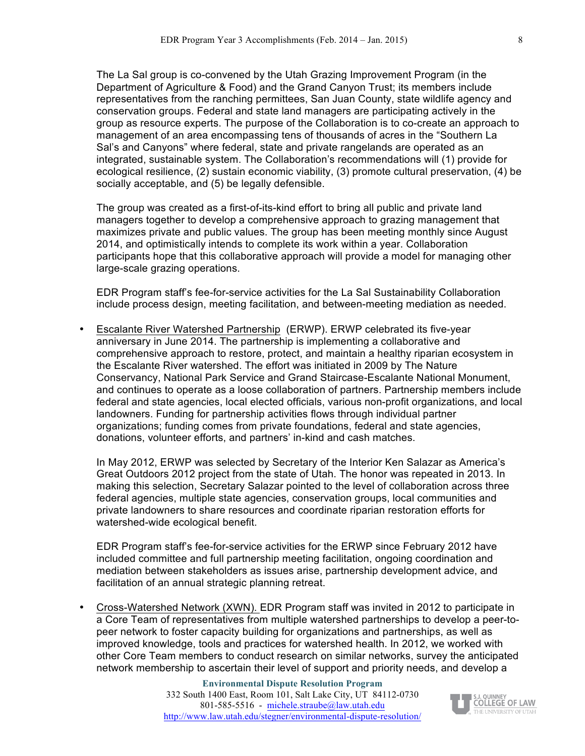The La Sal group is co-convened by the Utah Grazing Improvement Program (in the Department of Agriculture & Food) and the Grand Canyon Trust; its members include representatives from the ranching permittees, San Juan County, state wildlife agency and conservation groups. Federal and state land managers are participating actively in the group as resource experts. The purpose of the Collaboration is to co-create an approach to management of an area encompassing tens of thousands of acres in the "Southern La Sal's and Canyons" where federal, state and private rangelands are operated as an integrated, sustainable system. The Collaboration's recommendations will (1) provide for ecological resilience, (2) sustain economic viability, (3) promote cultural preservation, (4) be socially acceptable, and (5) be legally defensible.

The group was created as a first-of-its-kind effort to bring all public and private land managers together to develop a comprehensive approach to grazing management that maximizes private and public values. The group has been meeting monthly since August 2014, and optimistically intends to complete its work within a year. Collaboration participants hope that this collaborative approach will provide a model for managing other large-scale grazing operations.

EDR Program staff's fee-for-service activities for the La Sal Sustainability Collaboration include process design, meeting facilitation, and between-meeting mediation as needed.

- Escalante River Watershed Partnership (ERWP). ERWP celebrated its five-year anniversary in June 2014. The partnership is implementing a collaborative and comprehensive approach to restore, protect, and maintain a healthy riparian ecosystem in the Escalante River watershed. The effort was initiated in 2009 by The Nature Conservancy, National Park Service and Grand Staircase-Escalante National Monument, and continues to operate as a loose collaboration of partners. Partnership members include federal and state agencies, local elected officials, various non-profit organizations, and local landowners. Funding for partnership activities flows through individual partner organizations; funding comes from private foundations, federal and state agencies, donations, volunteer efforts, and partners' in-kind and cash matches.

  In May 2012, ERWP was selected by Secretary of the Interior Ken Salazar as America's Great Outdoors 2012 project from the state of Utah. The honor was repeated in 2013. In making this selection, Secretary Salazar pointed to the level of collaboration across three federal agencies, multiple state agencies, conservation groups, local communities and private landowners to share resources and coordinate riparian restoration efforts for watershed-wide ecological benefit.

  EDR Program staff's fee-for-service activities for the ERWP since February 2012 have included committee and full partnership meeting facilitation, ongoing coordination and mediation between stakeholders as issues arise, partnership development advice, and facilitation of an annual strategic planning retreat.

- Cross-Watershed Network (XWN). EDR Program staff was invited in 2012 to participate in a Core Team of representatives from multiple watershed partnerships to develop a peer-to-peer network to foster capacity building for organizations and partnerships, as well as improved knowledge, tools and practices for watershed health. In 2012, we worked with other Core Team members to conduct research on similar networks, survey the anticipated network membership to ascertain their level of support and priority needs, and develop a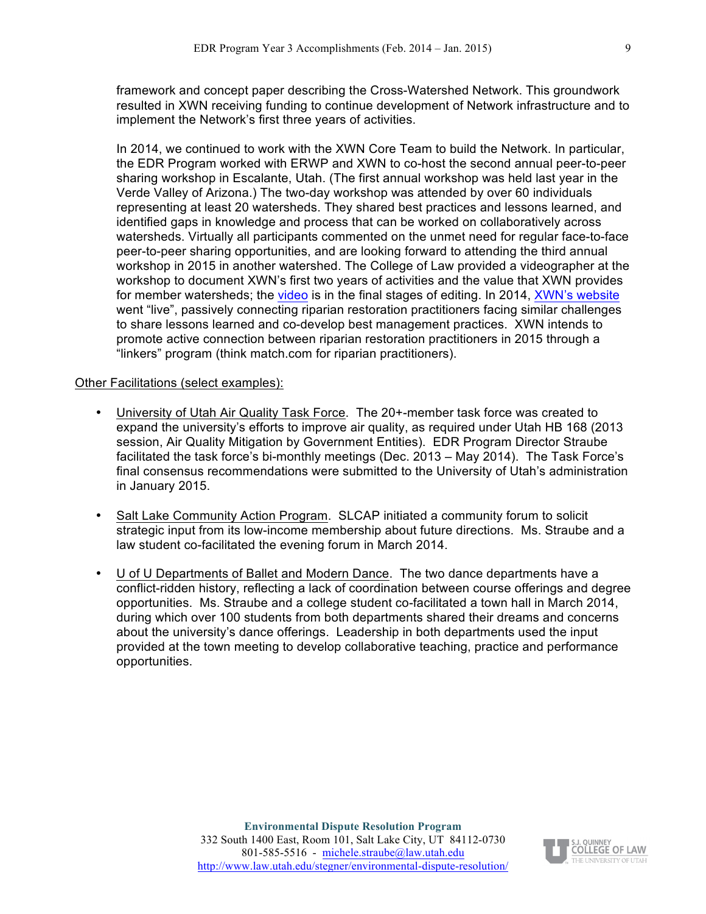framework and concept paper describing the Cross-Watershed Network. This groundwork resulted in XWN receiving funding to continue development of Network infrastructure and to implement the Network's first three years of activities.

In 2014, we continued to work with the XWN Core Team to build the Network. In particular, the EDR Program worked with ERWP and XWN to co-host the second annual peer-to-peer sharing workshop in Escalante, Utah. (The first annual workshop was held last year in the Verde Valley of Arizona.) The two-day workshop was attended by over 60 individuals representing at least 20 watersheds. They shared best practices and lessons learned, and identified gaps in knowledge and process that can be worked on collaboratively across watersheds. Virtually all participants commented on the unmet need for regular face-to-face peer-to-peer sharing opportunities, and are looking forward to attending the third annual workshop in 2015 in another watershed. The College of Law provided a videographer at the workshop to document XWN's first two years of activities and the value that XWN provides for member watersheds; the video is in the final stages of editing. In 2014, XWN's website went "live", passively connecting riparian restoration practitioners facing similar challenges to share lessons learned and co-develop best management practices. XWN intends to promote active connection between riparian restoration practitioners in 2015 through a "linkers" program (think match.com for riparian practitioners).

Other Facilitations (select examples):

- University of Utah Air Quality Task Force. The 20+-member task force was created to expand the university's efforts to improve air quality, as required under Utah HB 168 (2013 session, Air Quality Mitigation by Government Entities). EDR Program Director Straube facilitated the task force's bi-monthly meetings (Dec. 2013 – May 2014). The Task Force's final consensus recommendations were submitted to the University of Utah's administration in January 2015.

- Salt Lake Community Action Program. SLCAP initiated a community forum to solicit strategic input from its low-income membership about future directions. Ms. Straube and a law student co-facilitated the evening forum in March 2014.

- U of U Departments of Ballet and Modern Dance. The two dance departments have a conflict-ridden history, reflecting a lack of coordination between course offerings and degree opportunities. Ms. Straube and a college student co-facilitated a town hall in March 2014, during which over 100 students from both departments shared their dreams and concerns about the university's dance offerings. Leadership in both departments used the input provided at the town meeting to develop collaborative teaching, practice and performance opportunities.